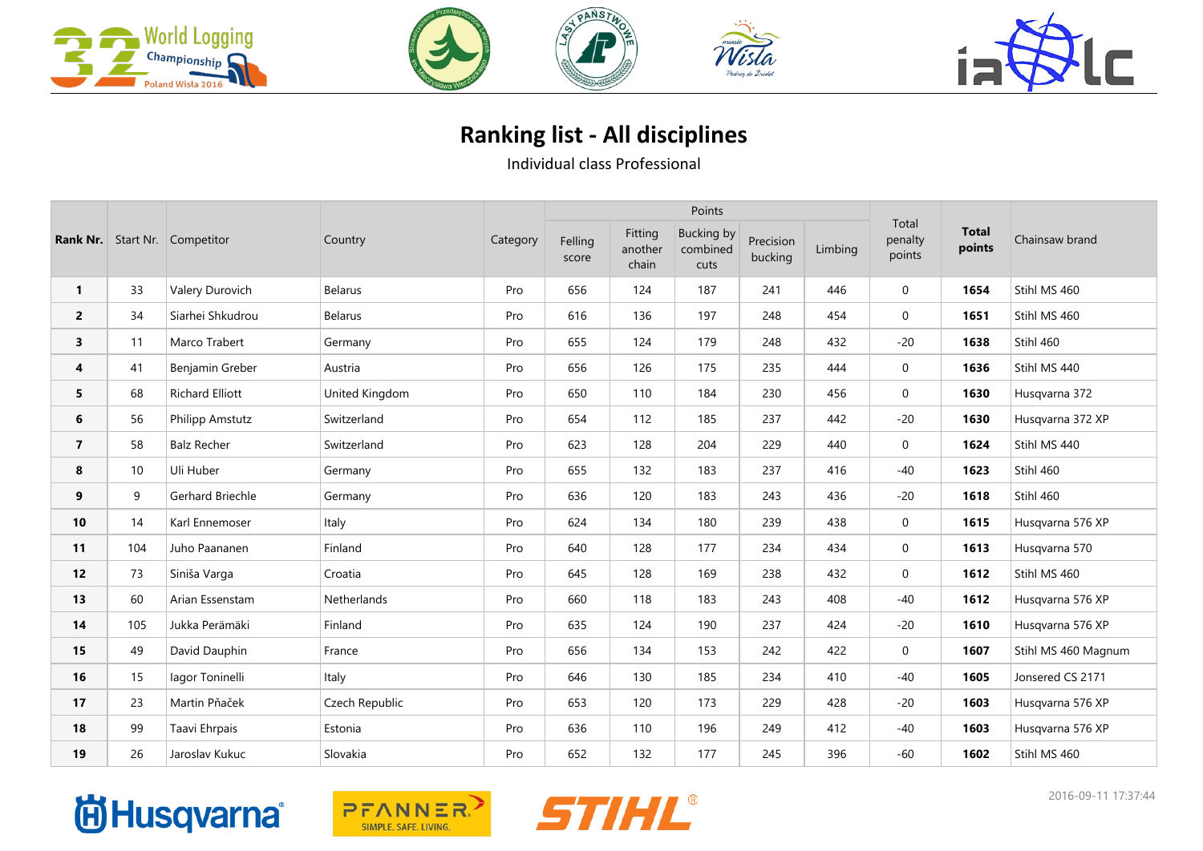# Ranking list - All disciplines

Individual class Professional

| Rank Nr. | Start Nr. | Competitor | Country | Category | Points | | | | | Total penalty points | Total points | Chainsaw brand |
|---|---|---|---|---|---|---|---|---|---|---|---|---|
| | | | | | Felling score | Fitting another chain | Bucking by combined cuts | Precision bucking | Limbing | | | |
| **1** | 33 | Valery Durovich | Belarus | Pro | 656 | 124 | 187 | 241 | 446 | 0 | **1654** | Stihl MS 460 |
| **2** | 34 | Siarhei Shkudrou | Belarus | Pro | 616 | 136 | 197 | 248 | 454 | 0 | **1651** | Stihl MS 460 |
| **3** | 11 | Marco Trabert | Germany | Pro | 655 | 124 | 179 | 248 | 432 | -20 | **1638** | Stihl 460 |
| **4** | 41 | Benjamin Greber | Austria | Pro | 656 | 126 | 175 | 235 | 444 | 0 | **1636** | Stihl MS 440 |
| **5** | 68 | Richard Elliott | United Kingdom | Pro | 650 | 110 | 184 | 230 | 456 | 0 | **1630** | Husqvarna 372 |
| **6** | 56 | Philipp Amstutz | Switzerland | Pro | 654 | 112 | 185 | 237 | 442 | -20 | **1630** | Husqvarna 372 XP |
| **7** | 58 | Balz Recher | Switzerland | Pro | 623 | 128 | 204 | 229 | 440 | 0 | **1624** | Stihl MS 440 |
| **8** | 10 | Uli Huber | Germany | Pro | 655 | 132 | 183 | 237 | 416 | -40 | **1623** | Stihl 460 |
| **9** | 9 | Gerhard Briechle | Germany | Pro | 636 | 120 | 183 | 243 | 436 | -20 | **1618** | Stihl 460 |
| **10** | 14 | Karl Ennemoser | Italy | Pro | 624 | 134 | 180 | 239 | 438 | 0 | **1615** | Husqvarna 576 XP |
| **11** | 104 | Juho Paananen | Finland | Pro | 640 | 128 | 177 | 234 | 434 | 0 | **1613** | Husqvarna 570 |
| **12** | 73 | Siniša Varga | Croatia | Pro | 645 | 128 | 169 | 238 | 432 | 0 | **1612** | Stihl MS 460 |
| **13** | 60 | Arian Essenstam | Netherlands | Pro | 660 | 118 | 183 | 243 | 408 | -40 | **1612** | Husqvarna 576 XP |
| **14** | 105 | Jukka Perämäki | Finland | Pro | 635 | 124 | 190 | 237 | 424 | -20 | **1610** | Husqvarna 576 XP |
| **15** | 49 | David Dauphin | France | Pro | 656 | 134 | 153 | 242 | 422 | 0 | **1607** | Stihl MS 460 Magnum |
| **16** | 15 | Iagor Toninelli | Italy | Pro | 646 | 130 | 185 | 234 | 410 | -40 | **1605** | Jonsered CS 2171 |
| **17** | 23 | Martin Pňaček | Czech Republic | Pro | 653 | 120 | 173 | 229 | 428 | -20 | **1603** | Husqvarna 576 XP |
| **18** | 99 | Taavi Ehrpais | Estonia | Pro | 636 | 110 | 196 | 249 | 412 | -40 | **1603** | Husqvarna 576 XP |
| **19** | 26 | Jaroslav Kukuc | Slovakia | Pro | 652 | 132 | 177 | 245 | 396 | -60 | **1602** | Stihl MS 460 |

2016-09-11 17:37:44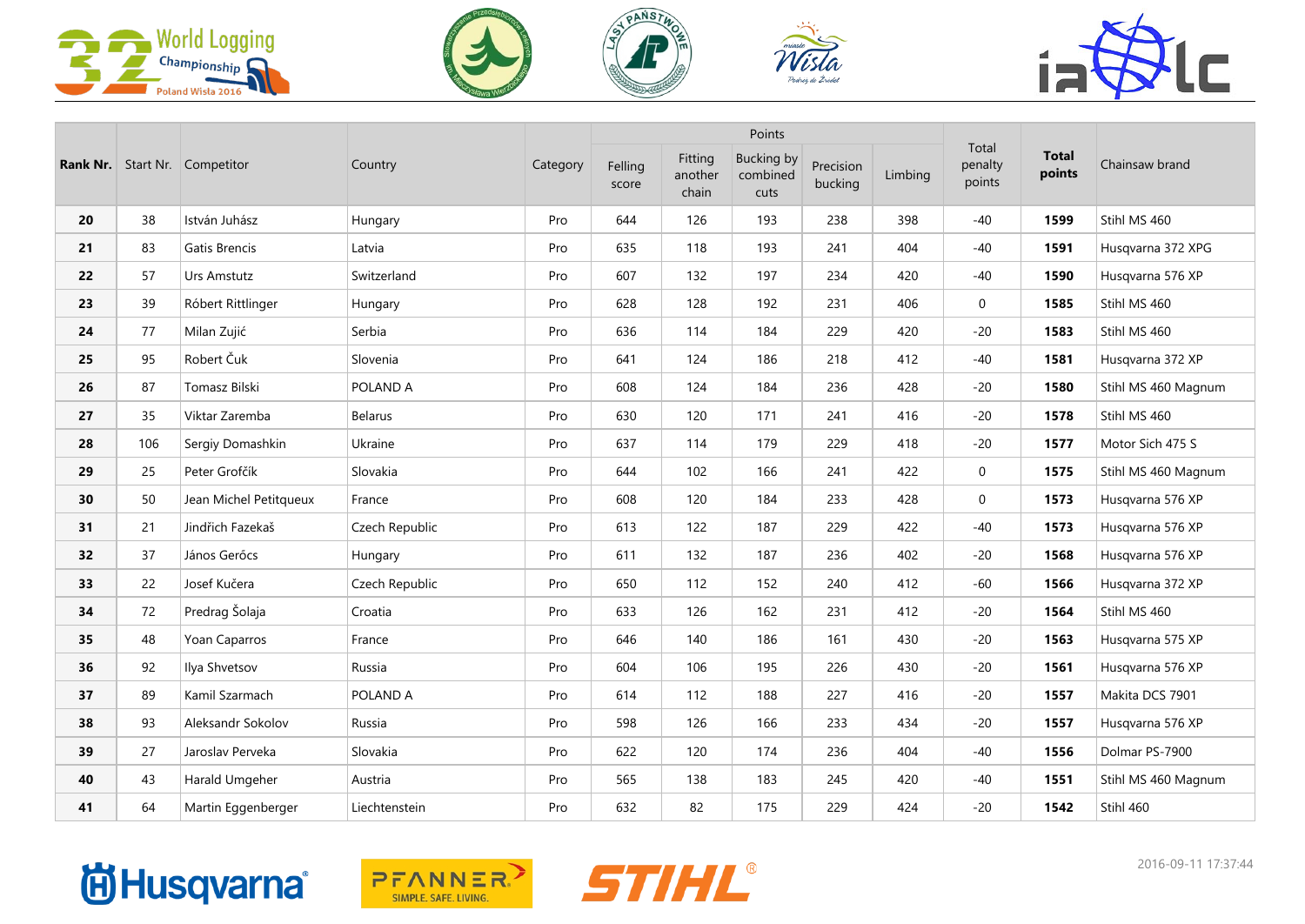| Rank Nr. | Start Nr. | Competitor | Country | Category | Points | | | | | Total penalty points | Total points | Chainsaw brand |
|---|---|---|---|---|---|---|---|---|---|---|---|---|
| | | | | | Felling score | Fitting another chain | Bucking by combined cuts | Precision bucking | Limbing | | | |
| **20** | 38 | István Juhász | Hungary | Pro | 644 | 126 | 193 | 238 | 398 | -40 | **1599** | Stihl MS 460 |
| **21** | 83 | Gatis Brencis | Latvia | Pro | 635 | 118 | 193 | 241 | 404 | -40 | **1591** | Husqvarna 372 XPG |
| **22** | 57 | Urs Amstutz | Switzerland | Pro | 607 | 132 | 197 | 234 | 420 | -40 | **1590** | Husqvarna 576 XP |
| **23** | 39 | Róbert Rittlinger | Hungary | Pro | 628 | 128 | 192 | 231 | 406 | 0 | **1585** | Stihl MS 460 |
| **24** | 77 | Milan Zujić | Serbia | Pro | 636 | 114 | 184 | 229 | 420 | -20 | **1583** | Stihl MS 460 |
| **25** | 95 | Robert Čuk | Slovenia | Pro | 641 | 124 | 186 | 218 | 412 | -40 | **1581** | Husqvarna 372 XP |
| **26** | 87 | Tomasz Bilski | POLAND A | Pro | 608 | 124 | 184 | 236 | 428 | -20 | **1580** | Stihl MS 460 Magnum |
| **27** | 35 | Viktar Zaremba | Belarus | Pro | 630 | 120 | 171 | 241 | 416 | -20 | **1578** | Stihl MS 460 |
| **28** | 106 | Sergiy Domashkin | Ukraine | Pro | 637 | 114 | 179 | 229 | 418 | -20 | **1577** | Motor Sich 475 S |
| **29** | 25 | Peter Grofčík | Slovakia | Pro | 644 | 102 | 166 | 241 | 422 | 0 | **1575** | Stihl MS 460 Magnum |
| **30** | 50 | Jean Michel Petitqueux | France | Pro | 608 | 120 | 184 | 233 | 428 | 0 | **1573** | Husqvarna 576 XP |
| **31** | 21 | Jindřich Fazekaš | Czech Republic | Pro | 613 | 122 | 187 | 229 | 422 | -40 | **1573** | Husqvarna 576 XP |
| **32** | 37 | János Gerócs | Hungary | Pro | 611 | 132 | 187 | 236 | 402 | -20 | **1568** | Husqvarna 576 XP |
| **33** | 22 | Josef Kučera | Czech Republic | Pro | 650 | 112 | 152 | 240 | 412 | -60 | **1566** | Husqvarna 372 XP |
| **34** | 72 | Predrag Šolaja | Croatia | Pro | 633 | 126 | 162 | 231 | 412 | -20 | **1564** | Stihl MS 460 |
| **35** | 48 | Yoan Caparros | France | Pro | 646 | 140 | 186 | 161 | 430 | -20 | **1563** | Husqvarna 575 XP |
| **36** | 92 | Ilya Shvetsov | Russia | Pro | 604 | 106 | 195 | 226 | 430 | -20 | **1561** | Husqvarna 576 XP |
| **37** | 89 | Kamil Szarmach | POLAND A | Pro | 614 | 112 | 188 | 227 | 416 | -20 | **1557** | Makita DCS 7901 |
| **38** | 93 | Aleksandr Sokolov | Russia | Pro | 598 | 126 | 166 | 233 | 434 | -20 | **1557** | Husqvarna 576 XP |
| **39** | 27 | Jaroslav Perveka | Slovakia | Pro | 622 | 120 | 174 | 236 | 404 | -40 | **1556** | Dolmar PS-7900 |
| **40** | 43 | Harald Umgeher | Austria | Pro | 565 | 138 | 183 | 245 | 420 | -40 | **1551** | Stihl MS 460 Magnum |
| **41** | 64 | Martin Eggenberger | Liechtenstein | Pro | 632 | 82 | 175 | 229 | 424 | -20 | **1542** | Stihl 460 |

2016-09-11 17:37:44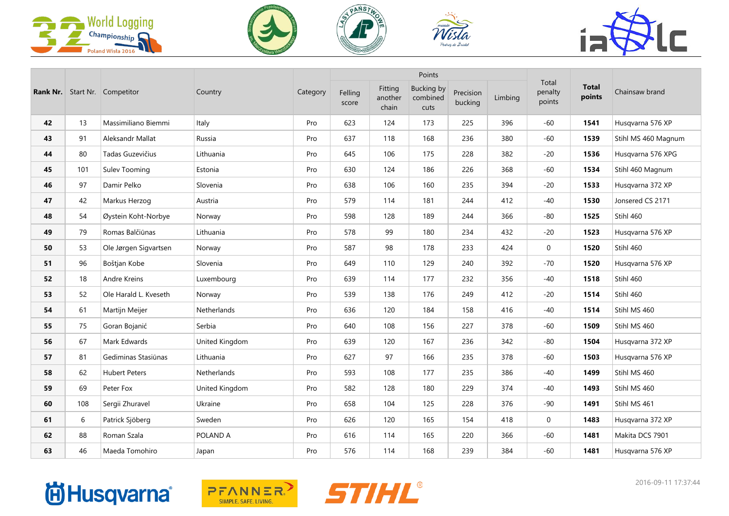| Rank Nr. | Start Nr. | Competitor | Country | Category | Points | | | | | Total penalty points | **Total points** | Chainsaw brand |
|---|---|---|---|---|---|---|---|---|---|---|---|---|
| | | | | | Felling score | Fitting another chain | Bucking by combined cuts | Precision bucking | Limbing | | | |
| **42** | 13 | Massimiliano Biemmi | Italy | Pro | 623 | 124 | 173 | 225 | 396 | -60 | **1541** | Husqvarna 576 XP |
| **43** | 91 | Aleksandr Mallat | Russia | Pro | 637 | 118 | 168 | 236 | 380 | -60 | **1539** | Stihl MS 460 Magnum |
| **44** | 80 | Tadas Guzevičius | Lithuania | Pro | 645 | 106 | 175 | 228 | 382 | -20 | **1536** | Husqvarna 576 XPG |
| **45** | 101 | Sulev Tooming | Estonia | Pro | 630 | 124 | 186 | 226 | 368 | -60 | **1534** | Stihl 460 Magnum |
| **46** | 97 | Damir Pelko | Slovenia | Pro | 638 | 106 | 160 | 235 | 394 | -20 | **1533** | Husqvarna 372 XP |
| **47** | 42 | Markus Herzog | Austria | Pro | 579 | 114 | 181 | 244 | 412 | -40 | **1530** | Jonsered CS 2171 |
| **48** | 54 | Øystein Koht-Norbye | Norway | Pro | 598 | 128 | 189 | 244 | 366 | -80 | **1525** | Stihl 460 |
| **49** | 79 | Romas Balčiūnas | Lithuania | Pro | 578 | 99 | 180 | 234 | 432 | -20 | **1523** | Husqvarna 576 XP |
| **50** | 53 | Ole Jørgen Sigvartsen | Norway | Pro | 587 | 98 | 178 | 233 | 424 | 0 | **1520** | Stihl 460 |
| **51** | 96 | Boštjan Kobe | Slovenia | Pro | 649 | 110 | 129 | 240 | 392 | -70 | **1520** | Husqvarna 576 XP |
| **52** | 18 | Andre Kreins | Luxembourg | Pro | 639 | 114 | 177 | 232 | 356 | -40 | **1518** | Stihl 460 |
| **53** | 52 | Ole Harald L. Kveseth | Norway | Pro | 539 | 138 | 176 | 249 | 412 | -20 | **1514** | Stihl 460 |
| **54** | 61 | Martijn Meijer | Netherlands | Pro | 636 | 120 | 184 | 158 | 416 | -40 | **1514** | Stihl MS 460 |
| **55** | 75 | Goran Bojanić | Serbia | Pro | 640 | 108 | 156 | 227 | 378 | -60 | **1509** | Stihl MS 460 |
| **56** | 67 | Mark Edwards | United Kingdom | Pro | 639 | 120 | 167 | 236 | 342 | -80 | **1504** | Husqvarna 372 XP |
| **57** | 81 | Gediminas Stasiūnas | Lithuania | Pro | 627 | 97 | 166 | 235 | 378 | -60 | **1503** | Husqvarna 576 XP |
| **58** | 62 | Hubert Peters | Netherlands | Pro | 593 | 108 | 177 | 235 | 386 | -40 | **1499** | Stihl MS 460 |
| **59** | 69 | Peter Fox | United Kingdom | Pro | 582 | 128 | 180 | 229 | 374 | -40 | **1493** | Stihl MS 460 |
| **60** | 108 | Sergii Zhuravel | Ukraine | Pro | 658 | 104 | 125 | 228 | 376 | -90 | **1491** | Stihl MS 461 |
| **61** | 6 | Patrick Sjöberg | Sweden | Pro | 626 | 120 | 165 | 154 | 418 | 0 | **1483** | Husqvarna 372 XP |
| **62** | 88 | Roman Szala | POLAND A | Pro | 616 | 114 | 165 | 220 | 366 | -60 | **1481** | Makita DCS 7901 |
| **63** | 46 | Maeda Tomohiro | Japan | Pro | 576 | 114 | 168 | 239 | 384 | -60 | **1481** | Husqvarna 576 XP |

2016-09-11 17:37:44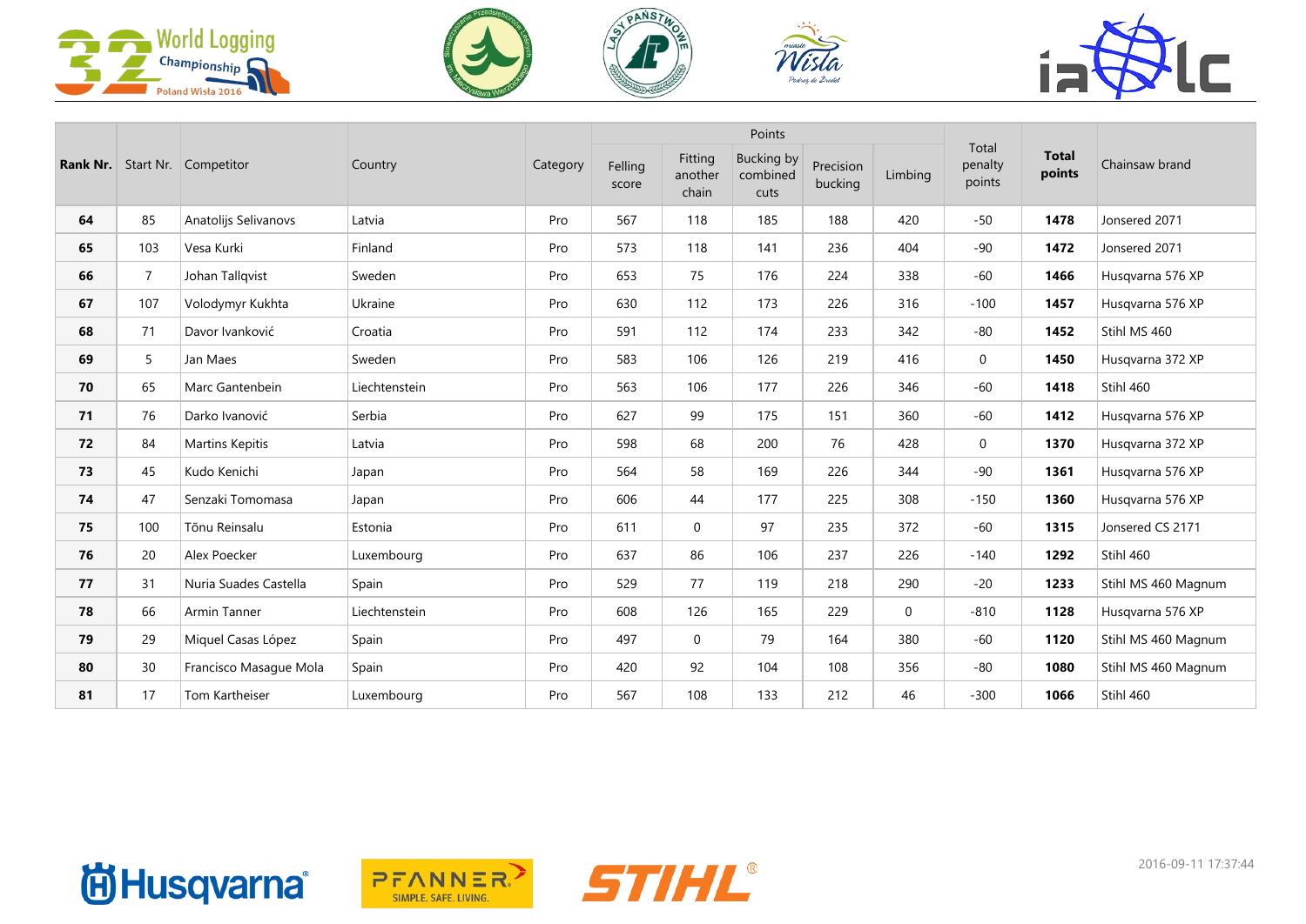| Rank Nr. | Start Nr. | Competitor | Country | Category | Points | | | | | Total penalty points | Total points | Chainsaw brand |
|---|---|---|---|---|---|---|---|---|---|---|---|---|
| | | | | | Felling score | Fitting another chain | Bucking by combined cuts | Precision bucking | Limbing | | | |
| **64** | 85 | Anatolijs Selivanovs | Latvia | Pro | 567 | 118 | 185 | 188 | 420 | -50 | **1478** | Jonsered 2071 |
| **65** | 103 | Vesa Kurki | Finland | Pro | 573 | 118 | 141 | 236 | 404 | -90 | **1472** | Jonsered 2071 |
| **66** | 7 | Johan Tallqvist | Sweden | Pro | 653 | 75 | 176 | 224 | 338 | -60 | **1466** | Husqvarna 576 XP |
| **67** | 107 | Volodymyr Kukhta | Ukraine | Pro | 630 | 112 | 173 | 226 | 316 | -100 | **1457** | Husqvarna 576 XP |
| **68** | 71 | Davor Ivanković | Croatia | Pro | 591 | 112 | 174 | 233 | 342 | -80 | **1452** | Stihl MS 460 |
| **69** | 5 | Jan Maes | Sweden | Pro | 583 | 106 | 126 | 219 | 416 | 0 | **1450** | Husqvarna 372 XP |
| **70** | 65 | Marc Gantenbein | Liechtenstein | Pro | 563 | 106 | 177 | 226 | 346 | -60 | **1418** | Stihl 460 |
| **71** | 76 | Darko Ivanović | Serbia | Pro | 627 | 99 | 175 | 151 | 360 | -60 | **1412** | Husqvarna 576 XP |
| **72** | 84 | Martins Kepitis | Latvia | Pro | 598 | 68 | 200 | 76 | 428 | 0 | **1370** | Husqvarna 372 XP |
| **73** | 45 | Kudo Kenichi | Japan | Pro | 564 | 58 | 169 | 226 | 344 | -90 | **1361** | Husqvarna 576 XP |
| **74** | 47 | Senzaki Tomomasa | Japan | Pro | 606 | 44 | 177 | 225 | 308 | -150 | **1360** | Husqvarna 576 XP |
| **75** | 100 | Tõnu Reinsalu | Estonia | Pro | 611 | 0 | 97 | 235 | 372 | -60 | **1315** | Jonsered CS 2171 |
| **76** | 20 | Alex Poecker | Luxembourg | Pro | 637 | 86 | 106 | 237 | 226 | -140 | **1292** | Stihl 460 |
| **77** | 31 | Nuria Suades Castella | Spain | Pro | 529 | 77 | 119 | 218 | 290 | -20 | **1233** | Stihl MS 460 Magnum |
| **78** | 66 | Armin Tanner | Liechtenstein | Pro | 608 | 126 | 165 | 229 | 0 | -810 | **1128** | Husqvarna 576 XP |
| **79** | 29 | Miquel Casas López | Spain | Pro | 497 | 0 | 79 | 164 | 380 | -60 | **1120** | Stihl MS 460 Magnum |
| **80** | 30 | Francisco Masague Mola | Spain | Pro | 420 | 92 | 104 | 108 | 356 | -80 | **1080** | Stihl MS 460 Magnum |
| **81** | 17 | Tom Kartheiser | Luxembourg | Pro | 567 | 108 | 133 | 212 | 46 | -300 | **1066** | Stihl 460 |

2016-09-11 17:37:44